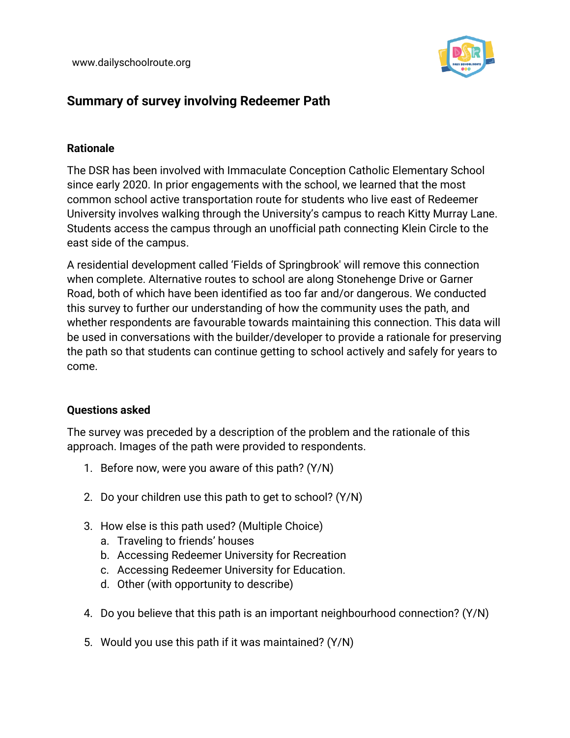www.dailyschoolroute.org

## Summary of survey involving Redeemer Path

### Rationale

The DSR has been involved with Immaculate Conception Catholic Elementary School since early 2020. In prior engagements with the school, we learned that the most common school active transportation route for students who live east of Redeemer University involves walking through the University's campus to reach Kitty Murray Lane. Students access the campus through an unofficial path connecting Klein Circle to the east side of the campus.

A residential development called 'Fields of Springbrook' will remove this connection when complete. Alternative routes to school are along Stonehenge Drive or Garner Road, both of which have been identified as too far and/or dangerous. We conducted this survey to further our understanding of how the community uses the path, and whether respondents are favourable towards maintaining this connection. This data will be used in conversations with the builder/developer to provide a rationale for preserving the path so that students can continue getting to school actively and safely for years to come.

### Questions asked

The survey was preceded by a description of the problem and the rationale of this approach. Images of the path were provided to respondents.

1. Before now, were you aware of this path? (Y/N)
2. Do your children use this path to get to school? (Y/N)
3. How else is this path used? (Multiple Choice)
   a. Traveling to friends' houses
   b. Accessing Redeemer University for Recreation
   c. Accessing Redeemer University for Education.
   d. Other (with opportunity to describe)
4. Do you believe that this path is an important neighbourhood connection? (Y/N)
5. Would you use this path if it was maintained? (Y/N)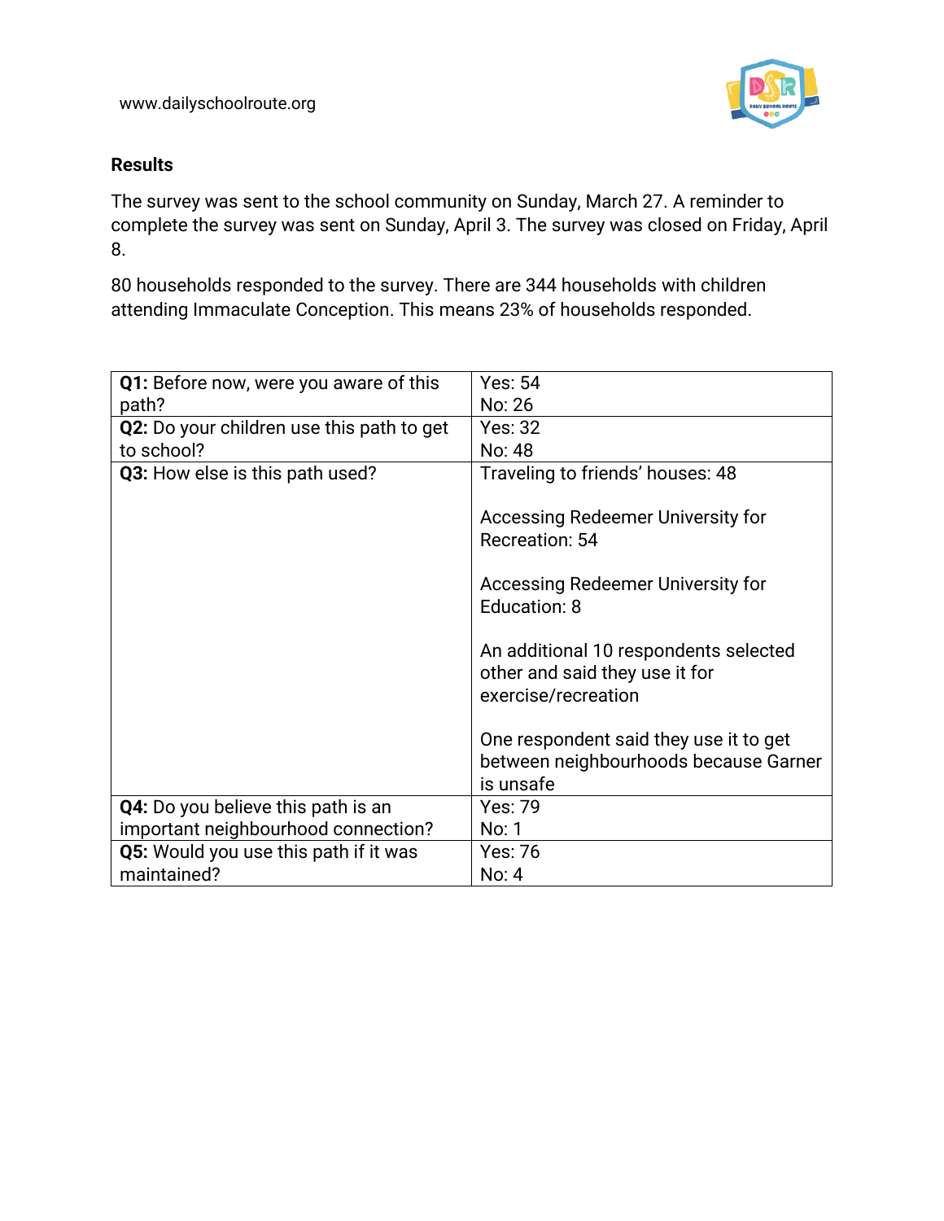## Results

The survey was sent to the school community on Sunday, March 27. A reminder to complete the survey was sent on Sunday, April 3. The survey was closed on Friday, April 8.

80 households responded to the survey. There are 344 households with children attending Immaculate Conception. This means 23% of households responded.

| | |
|---|---|
| **Q1:** Before now, were you aware of this path? | Yes: 54<br>No: 26 |
| **Q2:** Do your children use this path to get to school? | Yes: 32<br>No: 48 |
| **Q3:** How else is this path used? | Traveling to friends' houses: 48<br><br>Accessing Redeemer University for Recreation: 54<br><br>Accessing Redeemer University for Education: 8<br><br>An additional 10 respondents selected other and said they use it for exercise/recreation<br><br>One respondent said they use it to get between neighbourhoods because Garner is unsafe |
| **Q4:** Do you believe this path is an important neighbourhood connection? | Yes: 79<br>No: 1 |
| **Q5:** Would you use this path if it was maintained? | Yes: 76<br>No: 4 |